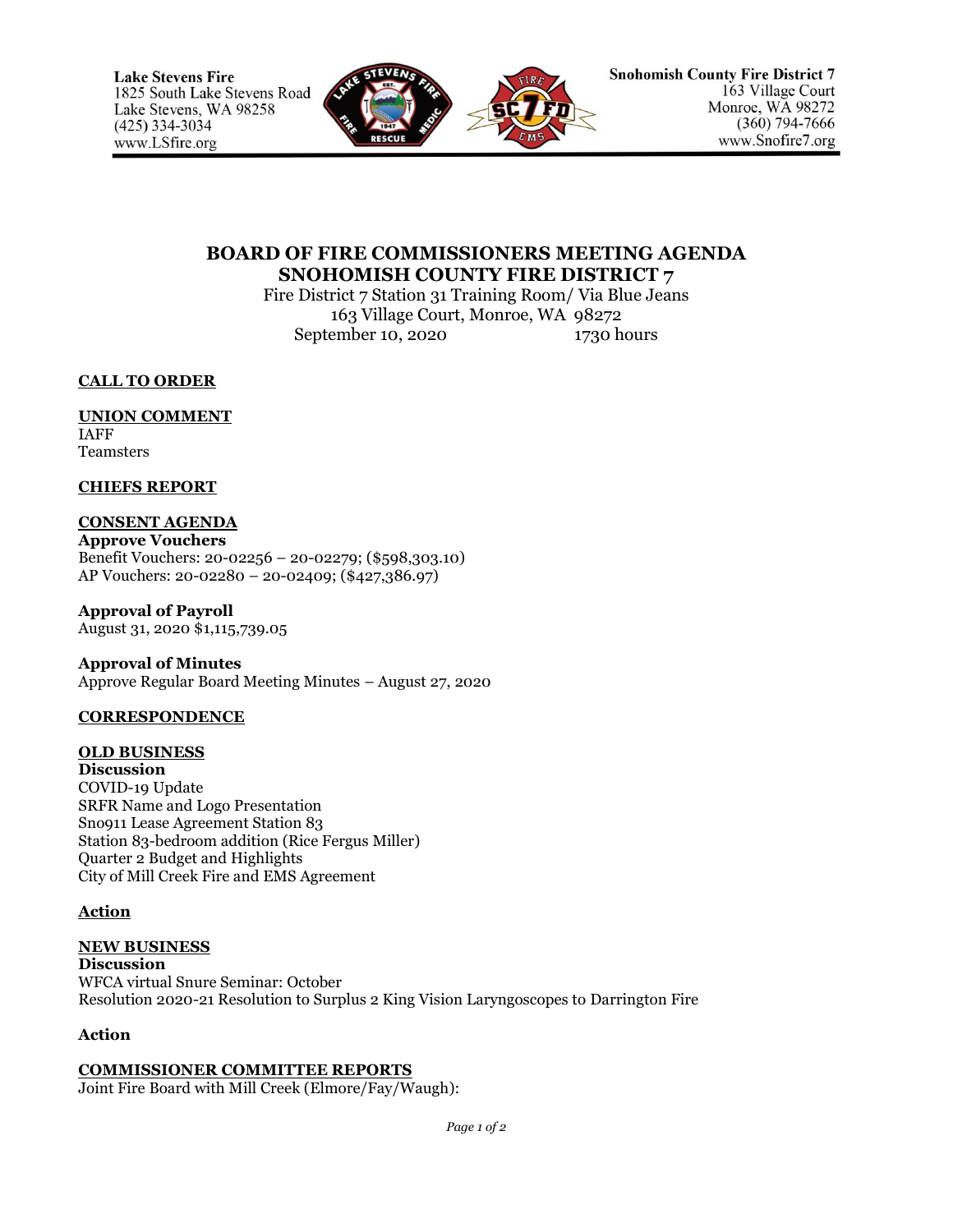Lake Stevens Fire
1825 South Lake Stevens Road
Lake Stevens, WA 98258
(425) 334-3034
www.LSfire.org

Snohomish County Fire District 7
163 Village Court
Monroe, WA 98272
(360) 794-7666
www.Snofire7.org

# BOARD OF FIRE COMMISSIONERS MEETING AGENDA
# SNOHOMISH COUNTY FIRE DISTRICT 7

Fire District 7 Station 31 Training Room/ Via Blue Jeans
163 Village Court, Monroe, WA 98272
September 10, 2020 1730 hours

**CALL TO ORDER**

**UNION COMMENT**
IAFF
Teamsters

**CHIEFS REPORT**

**CONSENT AGENDA**

**Approve Vouchers**
Benefit Vouchers: 20-02256 – 20-02279; ($598,303.10)
AP Vouchers: 20-02280 – 20-02409; ($427,386.97)

**Approval of Payroll**
August 31, 2020 $1,115,739.05

**Approval of Minutes**
Approve Regular Board Meeting Minutes – August 27, 2020

**CORRESPONDENCE**

**OLD BUSINESS**

**Discussion**
COVID-19 Update
SRFR Name and Logo Presentation
Sno911 Lease Agreement Station 83
Station 83-bedroom addition (Rice Fergus Miller)
Quarter 2 Budget and Highlights
City of Mill Creek Fire and EMS Agreement

**Action**

**NEW BUSINESS**

**Discussion**
WFCA virtual Snure Seminar: October
Resolution 2020-21 Resolution to Surplus 2 King Vision Laryngoscopes to Darrington Fire

**Action**

**COMMISSIONER COMMITTEE REPORTS**
Joint Fire Board with Mill Creek (Elmore/Fay/Waugh):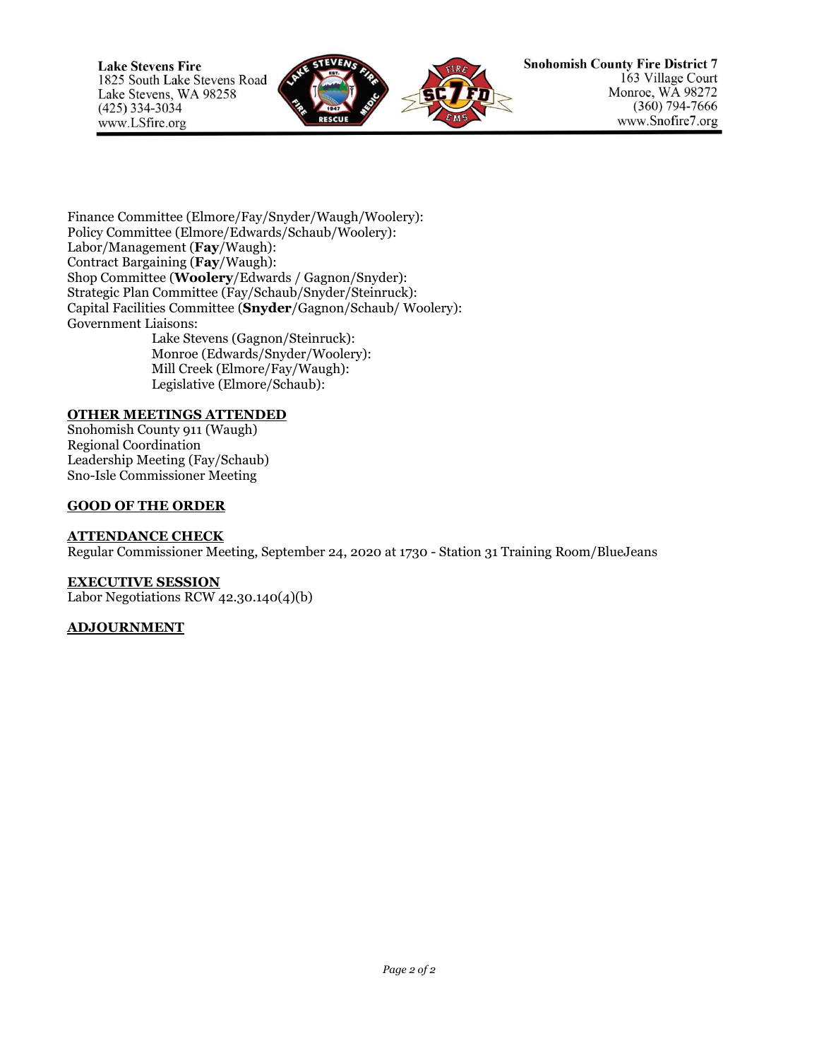Finance Committee (Elmore/Fay/Snyder/Waugh/Woolery):
Policy Committee (Elmore/Edwards/Schaub/Woolery):
Labor/Management (**Fay**/Waugh):
Contract Bargaining (**Fay**/Waugh):
Shop Committee (**Woolery**/Edwards / Gagnon/Snyder):
Strategic Plan Committee (Fay/Schaub/Snyder/Steinruck):
Capital Facilities Committee (**Snyder**/Gagnon/Schaub/ Woolery):
Government Liaisons:

- Lake Stevens (Gagnon/Steinruck):
- Monroe (Edwards/Snyder/Woolery):
- Mill Creek (Elmore/Fay/Waugh):
- Legislative (Elmore/Schaub):

**OTHER MEETINGS ATTENDED**

Snohomish County 911 (Waugh)
Regional Coordination
Leadership Meeting (Fay/Schaub)
Sno-Isle Commissioner Meeting

**GOOD OF THE ORDER**

**ATTENDANCE CHECK**

Regular Commissioner Meeting, September 24, 2020 at 1730 - Station 31 Training Room/BlueJeans

**EXECUTIVE SESSION**

Labor Negotiations RCW 42.30.140(4)(b)

**ADJOURNMENT**